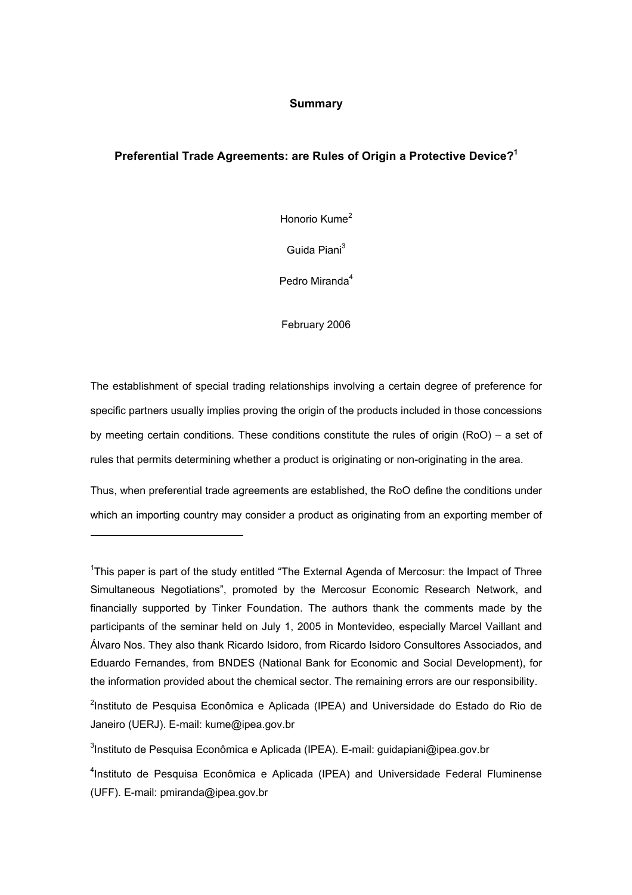**Summary**

# Preferential Trade Agreements: are Rules of Origin a Protective Device?[1]

Honorio Kume[2]

Guida Piani[3]

Pedro Miranda[4]

February 2006

The establishment of special trading relationships involving a certain degree of preference for specific partners usually implies proving the origin of the products included in those concessions by meeting certain conditions. These conditions constitute the rules of origin (RoO) – a set of rules that permits determining whether a product is originating or non-originating in the area.

Thus, when preferential trade agreements are established, the RoO define the conditions under which an importing country may consider a product as originating from an exporting member of

---

[1]This paper is part of the study entitled "The External Agenda of Mercosur: the Impact of Three Simultaneous Negotiations", promoted by the Mercosur Economic Research Network, and financially supported by Tinker Foundation. The authors thank the comments made by the participants of the seminar held on July 1, 2005 in Montevideo, especially Marcel Vaillant and Álvaro Nos. They also thank Ricardo Isidoro, from Ricardo Isidoro Consultores Associados, and Eduardo Fernandes, from BNDES (National Bank for Economic and Social Development), for the information provided about the chemical sector. The remaining errors are our responsibility.

[2]Instituto de Pesquisa Econômica e Aplicada (IPEA) and Universidade do Estado do Rio de Janeiro (UERJ). E-mail: kume@ipea.gov.br

[3]Instituto de Pesquisa Econômica e Aplicada (IPEA). E-mail: guidapiani@ipea.gov.br

[4]Instituto de Pesquisa Econômica e Aplicada (IPEA) and Universidade Federal Fluminense (UFF). E-mail: pmiranda@ipea.gov.br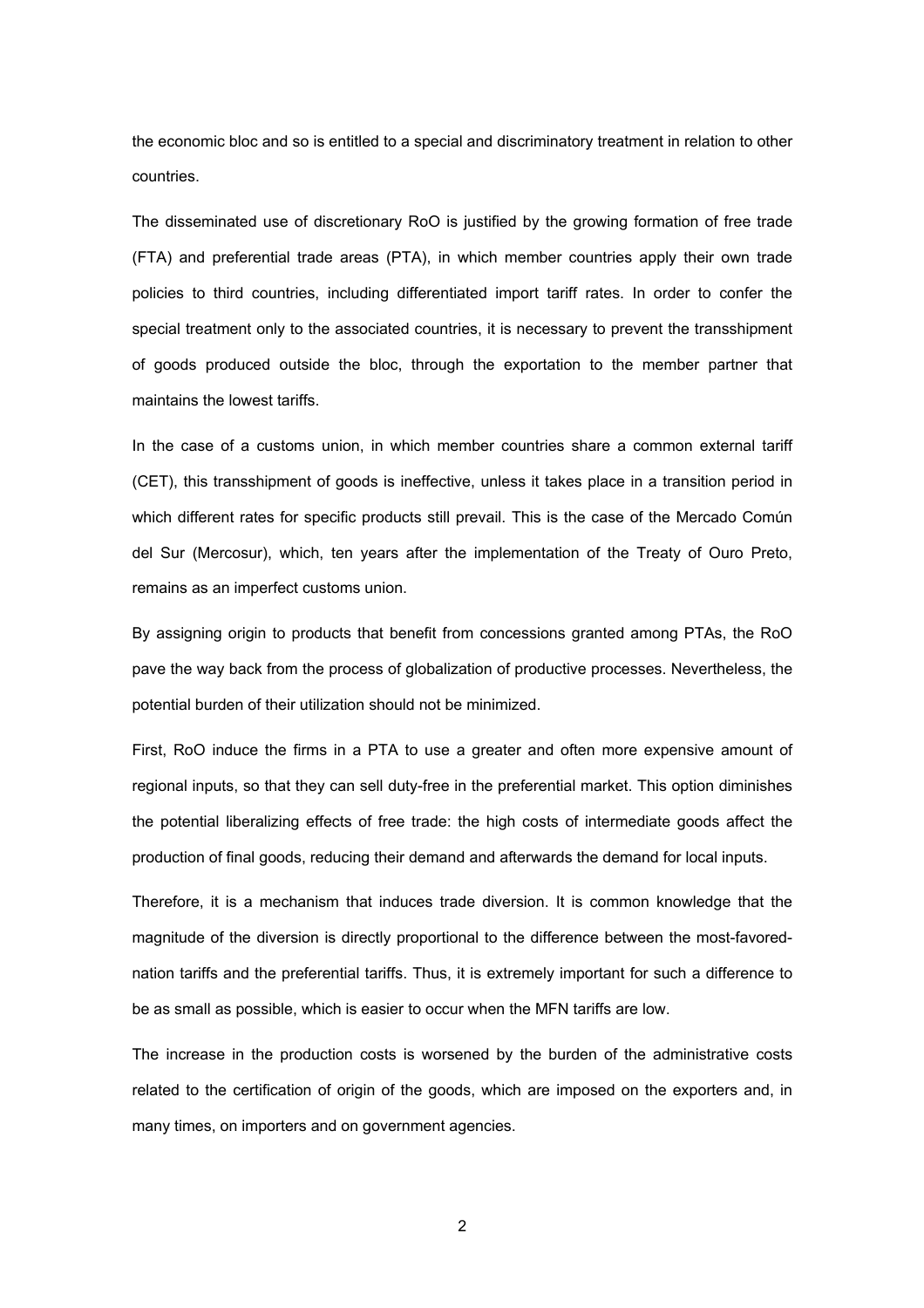the economic bloc and so is entitled to a special and discriminatory treatment in relation to other countries.

The disseminated use of discretionary RoO is justified by the growing formation of free trade (FTA) and preferential trade areas (PTA), in which member countries apply their own trade policies to third countries, including differentiated import tariff rates. In order to confer the special treatment only to the associated countries, it is necessary to prevent the transshipment of goods produced outside the bloc, through the exportation to the member partner that maintains the lowest tariffs.

In the case of a customs union, in which member countries share a common external tariff (CET), this transshipment of goods is ineffective, unless it takes place in a transition period in which different rates for specific products still prevail. This is the case of the Mercado Común del Sur (Mercosur), which, ten years after the implementation of the Treaty of Ouro Preto, remains as an imperfect customs union.

By assigning origin to products that benefit from concessions granted among PTAs, the RoO pave the way back from the process of globalization of productive processes. Nevertheless, the potential burden of their utilization should not be minimized.

First, RoO induce the firms in a PTA to use a greater and often more expensive amount of regional inputs, so that they can sell duty-free in the preferential market. This option diminishes the potential liberalizing effects of free trade: the high costs of intermediate goods affect the production of final goods, reducing their demand and afterwards the demand for local inputs.

Therefore, it is a mechanism that induces trade diversion. It is common knowledge that the magnitude of the diversion is directly proportional to the difference between the most-favored-nation tariffs and the preferential tariffs. Thus, it is extremely important for such a difference to be as small as possible, which is easier to occur when the MFN tariffs are low.

The increase in the production costs is worsened by the burden of the administrative costs related to the certification of origin of the goods, which are imposed on the exporters and, in many times, on importers and on government agencies.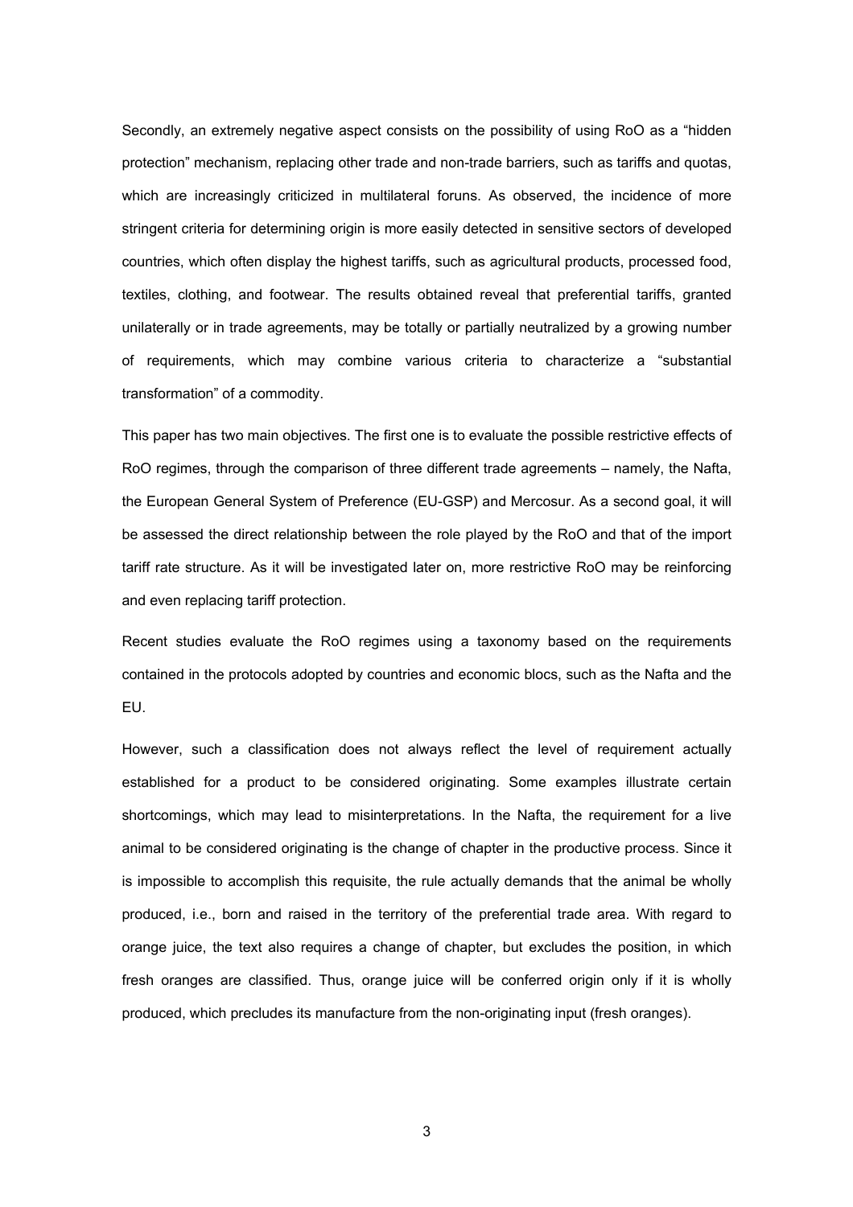Secondly, an extremely negative aspect consists on the possibility of using RoO as a "hidden protection" mechanism, replacing other trade and non-trade barriers, such as tariffs and quotas, which are increasingly criticized in multilateral foruns. As observed, the incidence of more stringent criteria for determining origin is more easily detected in sensitive sectors of developed countries, which often display the highest tariffs, such as agricultural products, processed food, textiles, clothing, and footwear. The results obtained reveal that preferential tariffs, granted unilaterally or in trade agreements, may be totally or partially neutralized by a growing number of requirements, which may combine various criteria to characterize a "substantial transformation" of a commodity.

This paper has two main objectives. The first one is to evaluate the possible restrictive effects of RoO regimes, through the comparison of three different trade agreements – namely, the Nafta, the European General System of Preference (EU-GSP) and Mercosur. As a second goal, it will be assessed the direct relationship between the role played by the RoO and that of the import tariff rate structure. As it will be investigated later on, more restrictive RoO may be reinforcing and even replacing tariff protection.

Recent studies evaluate the RoO regimes using a taxonomy based on the requirements contained in the protocols adopted by countries and economic blocs, such as the Nafta and the EU.

However, such a classification does not always reflect the level of requirement actually established for a product to be considered originating. Some examples illustrate certain shortcomings, which may lead to misinterpretations. In the Nafta, the requirement for a live animal to be considered originating is the change of chapter in the productive process. Since it is impossible to accomplish this requisite, the rule actually demands that the animal be wholly produced, i.e., born and raised in the territory of the preferential trade area. With regard to orange juice, the text also requires a change of chapter, but excludes the position, in which fresh oranges are classified. Thus, orange juice will be conferred origin only if it is wholly produced, which precludes its manufacture from the non-originating input (fresh oranges).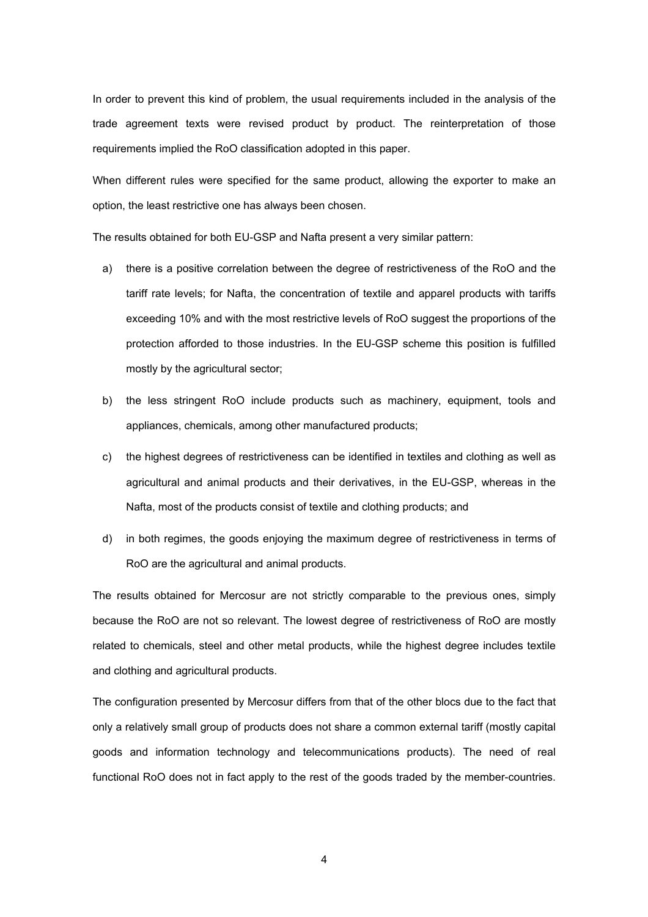In order to prevent this kind of problem, the usual requirements included in the analysis of the trade agreement texts were revised product by product. The reinterpretation of those requirements implied the RoO classification adopted in this paper.

When different rules were specified for the same product, allowing the exporter to make an option, the least restrictive one has always been chosen.

The results obtained for both EU-GSP and Nafta present a very similar pattern:

a) there is a positive correlation between the degree of restrictiveness of the RoO and the tariff rate levels; for Nafta, the concentration of textile and apparel products with tariffs exceeding 10% and with the most restrictive levels of RoO suggest the proportions of the protection afforded to those industries. In the EU-GSP scheme this position is fulfilled mostly by the agricultural sector;

b) the less stringent RoO include products such as machinery, equipment, tools and appliances, chemicals, among other manufactured products;

c) the highest degrees of restrictiveness can be identified in textiles and clothing as well as agricultural and animal products and their derivatives, in the EU-GSP, whereas in the Nafta, most of the products consist of textile and clothing products; and

d) in both regimes, the goods enjoying the maximum degree of restrictiveness in terms of RoO are the agricultural and animal products.

The results obtained for Mercosur are not strictly comparable to the previous ones, simply because the RoO are not so relevant. The lowest degree of restrictiveness of RoO are mostly related to chemicals, steel and other metal products, while the highest degree includes textile and clothing and agricultural products.

The configuration presented by Mercosur differs from that of the other blocs due to the fact that only a relatively small group of products does not share a common external tariff (mostly capital goods and information technology and telecommunications products). The need of real functional RoO does not in fact apply to the rest of the goods traded by the member-countries.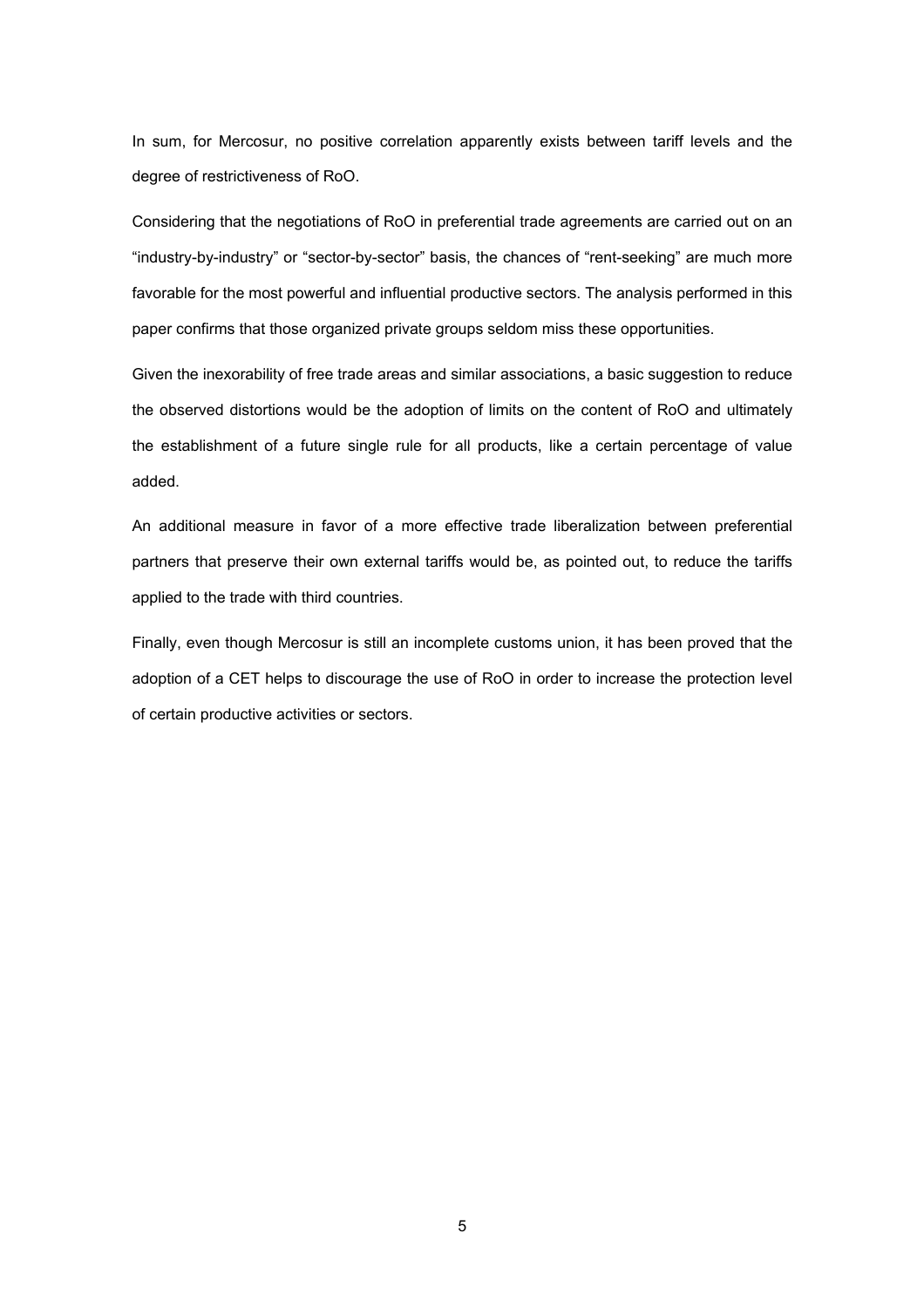In sum, for Mercosur, no positive correlation apparently exists between tariff levels and the degree of restrictiveness of RoO.

Considering that the negotiations of RoO in preferential trade agreements are carried out on an "industry-by-industry" or "sector-by-sector" basis, the chances of "rent-seeking" are much more favorable for the most powerful and influential productive sectors. The analysis performed in this paper confirms that those organized private groups seldom miss these opportunities.

Given the inexorability of free trade areas and similar associations, a basic suggestion to reduce the observed distortions would be the adoption of limits on the content of RoO and ultimately the establishment of a future single rule for all products, like a certain percentage of value added.

An additional measure in favor of a more effective trade liberalization between preferential partners that preserve their own external tariffs would be, as pointed out, to reduce the tariffs applied to the trade with third countries.

Finally, even though Mercosur is still an incomplete customs union, it has been proved that the adoption of a CET helps to discourage the use of RoO in order to increase the protection level of certain productive activities or sectors.